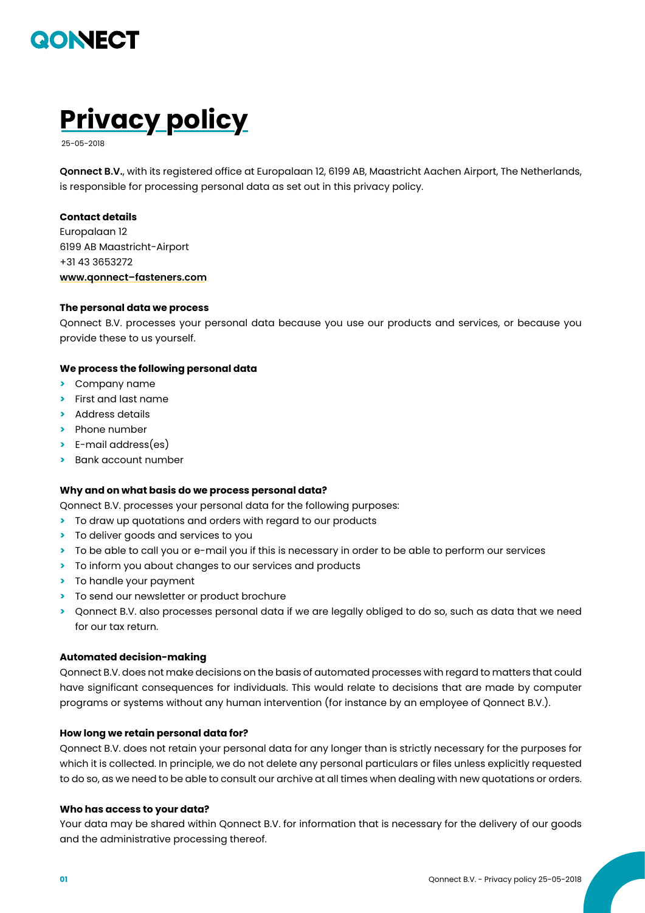QONNECT

# Privacy policy

25-05-2018

**Qonnect B.V.**, with its registered office at Europalaan 12, 6199 AB, Maastricht Aachen Airport, The Netherlands, is responsible for processing personal data as set out in this privacy policy.

**Contact details**
Europalaan 12
6199 AB Maastricht-Airport
+31 43 3653272
www.qonnect–fasteners.com

**The personal data we process**
Qonnect B.V. processes your personal data because you use our products and services, or because you provide these to us yourself.

**We process the following personal data**
- Company name
- First and last name
- Address details
- Phone number
- E-mail address(es)
- Bank account number

**Why and on what basis do we process personal data?**
Qonnect B.V. processes your personal data for the following purposes:
- To draw up quotations and orders with regard to our products
- To deliver goods and services to you
- To be able to call you or e-mail you if this is necessary in order to be able to perform our services
- To inform you about changes to our services and products
- To handle your payment
- To send our newsletter or product brochure
- Qonnect B.V. also processes personal data if we are legally obliged to do so, such as data that we need for our tax return.

**Automated decision-making**
Qonnect B.V. does not make decisions on the basis of automated processes with regard to matters that could have significant consequences for individuals. This would relate to decisions that are made by computer programs or systems without any human intervention (for instance by an employee of Qonnect B.V.).

**How long we retain personal data for?**
Qonnect B.V. does not retain your personal data for any longer than is strictly necessary for the purposes for which it is collected. In principle, we do not delete any personal particulars or files unless explicitly requested to do so, as we need to be able to consult our archive at all times when dealing with new quotations or orders.

**Who has access to your data?**
Your data may be shared within Qonnect B.V. for information that is necessary for the delivery of our goods and the administrative processing thereof.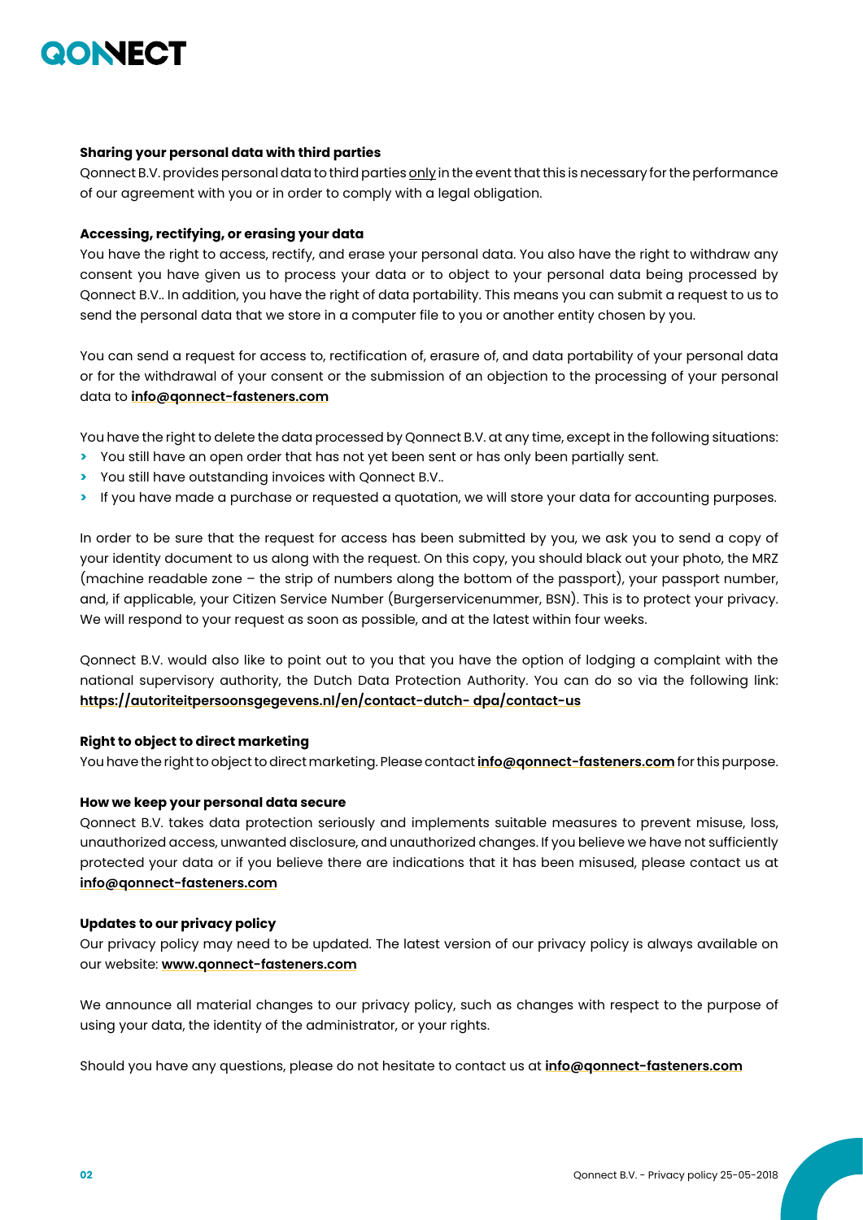**Sharing your personal data with third parties**

Qonnect B.V. provides personal data to third parties only in the event that this is necessary for the performance of our agreement with you or in order to comply with a legal obligation.

**Accessing, rectifying, or erasing your data**

You have the right to access, rectify, and erase your personal data. You also have the right to withdraw any consent you have given us to process your data or to object to your personal data being processed by Qonnect B.V.. In addition, you have the right of data portability. This means you can submit a request to us to send the personal data that we store in a computer file to you or another entity chosen by you.

You can send a request for access to, rectification of, erasure of, and data portability of your personal data or for the withdrawal of your consent or the submission of an objection to the processing of your personal data to **info@qonnect-fasteners.com**

You have the right to delete the data processed by Qonnect B.V. at any time, except in the following situations:

- You still have an open order that has not yet been sent or has only been partially sent.
- You still have outstanding invoices with Qonnect B.V..
- If you have made a purchase or requested a quotation, we will store your data for accounting purposes.

In order to be sure that the request for access has been submitted by you, we ask you to send a copy of your identity document to us along with the request. On this copy, you should black out your photo, the MRZ (machine readable zone – the strip of numbers along the bottom of the passport), your passport number, and, if applicable, your Citizen Service Number (Burgerservicenummer, BSN). This is to protect your privacy. We will respond to your request as soon as possible, and at the latest within four weeks.

Qonnect B.V. would also like to point out to you that you have the option of lodging a complaint with the national supervisory authority, the Dutch Data Protection Authority. You can do so via the following link: **https://autoriteitpersoonsgegevens.nl/en/contact-dutch- dpa/contact-us**

**Right to object to direct marketing**

You have the right to object to direct marketing. Please contact **info@qonnect-fasteners.com** for this purpose.

**How we keep your personal data secure**

Qonnect B.V. takes data protection seriously and implements suitable measures to prevent misuse, loss, unauthorized access, unwanted disclosure, and unauthorized changes. If you believe we have not sufficiently protected your data or if you believe there are indications that it has been misused, please contact us at **info@qonnect-fasteners.com**

**Updates to our privacy policy**

Our privacy policy may need to be updated. The latest version of our privacy policy is always available on our website: **www.qonnect-fasteners.com**

We announce all material changes to our privacy policy, such as changes with respect to the purpose of using your data, the identity of the administrator, or your rights.

Should you have any questions, please do not hesitate to contact us at **info@qonnect-fasteners.com**